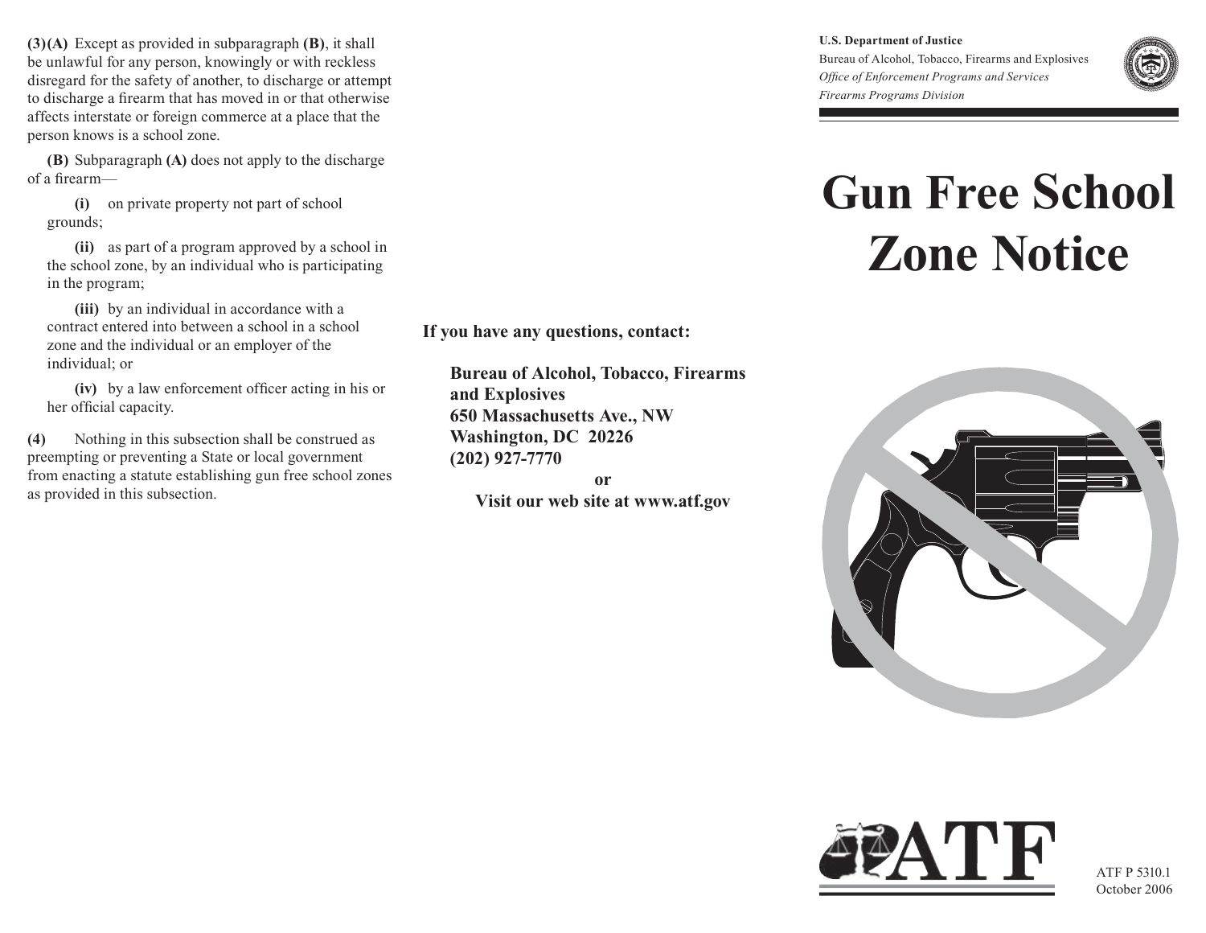**(3)(A)** Except as provided in subparagraph **(B)**, it shall be unlawful for any person, knowingly or with reckless disregard for the safety of another, to discharge or attempt to discharge a firearm that has moved in or that otherwise affects interstate or foreign commerce at a place that the person knows is a school zone.

**(B)** Subparagraph **(A)** does not apply to the discharge of a firearm—

- **(i)** on private property not part of school grounds;
- **(ii)** as part of a program approved by a school in the school zone, by an individual who is participating in the program;
- **(iii)** by an individual in accordance with a contract entered into between a school in a school zone and the individual or an employer of the individual; or
- **(iv)** by a law enforcement officer acting in his or her official capacity.

**(4)** Nothing in this subsection shall be construed as preempting or preventing a State or local government from enacting a statute establishing gun free school zones as provided in this subsection.

**If you have any questions, contact:**

**Bureau of Alcohol, Tobacco, Firearms and Explosives**
**650 Massachusetts Ave., NW**
**Washington, DC 20226**
**(202) 927-7770**

**or**

**Visit our web site at www.atf.gov**

**U.S. Department of Justice**
Bureau of Alcohol, Tobacco, Firearms and Explosives
*Office of Enforcement Programs and Services*
*Firearms Programs Division*

# Gun Free School Zone Notice

ATF

ATF P 5310.1
October 2006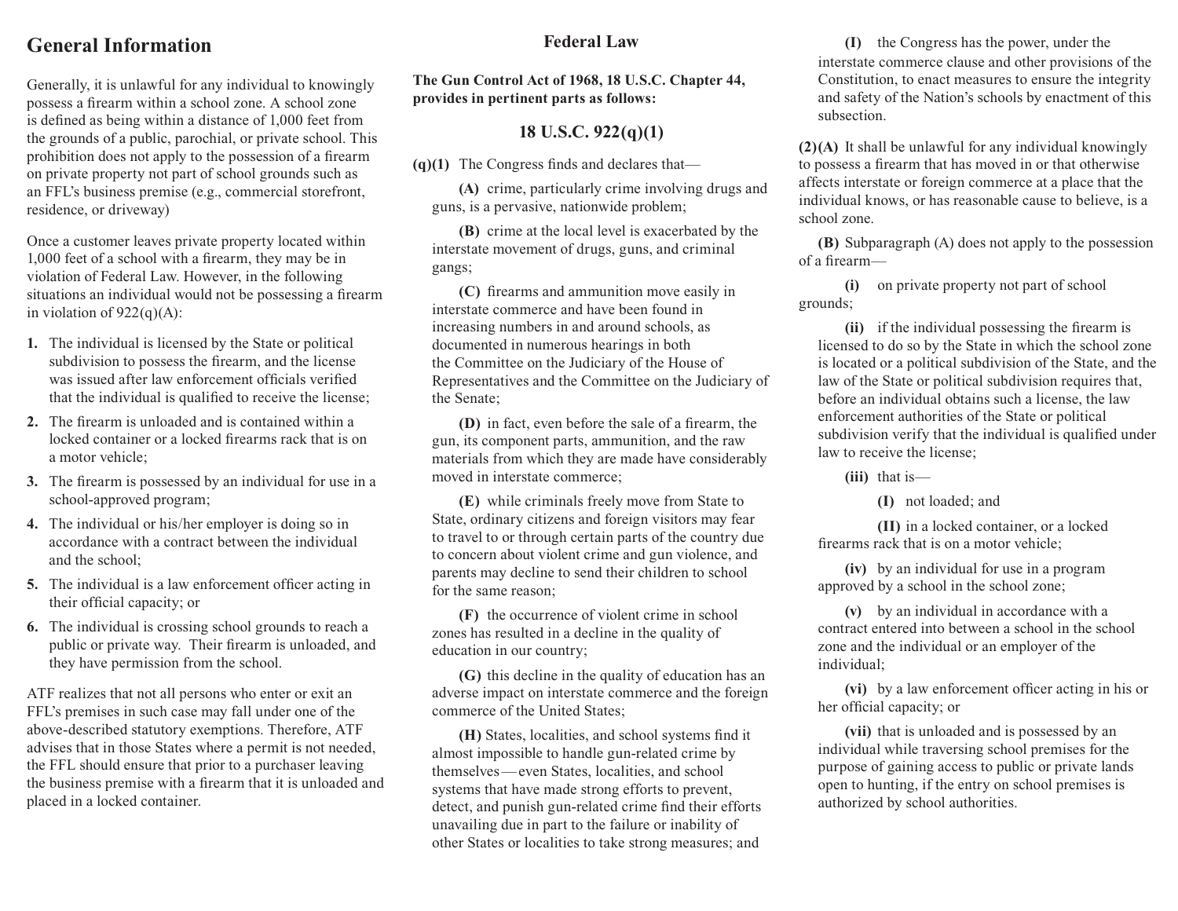## General Information

Generally, it is unlawful for any individual to knowingly possess a firearm within a school zone. A school zone is defined as being within a distance of 1,000 feet from the grounds of a public, parochial, or private school. This prohibition does not apply to the possession of a firearm on private property not part of school grounds such as an FFL's business premise (e.g., commercial storefront, residence, or driveway)

Once a customer leaves private property located within 1,000 feet of a school with a firearm, they may be in violation of Federal Law. However, in the following situations an individual would not be possessing a firearm in violation of 922(q)(A):

1. The individual is licensed by the State or political subdivision to possess the firearm, and the license was issued after law enforcement officials verified that the individual is qualified to receive the license;
2. The firearm is unloaded and is contained within a locked container or a locked firearms rack that is on a motor vehicle;
3. The firearm is possessed by an individual for use in a school-approved program;
4. The individual or his/her employer is doing so in accordance with a contract between the individual and the school;
5. The individual is a law enforcement officer acting in their official capacity; or
6. The individual is crossing school grounds to reach a public or private way. Their firearm is unloaded, and they have permission from the school.

ATF realizes that not all persons who enter or exit an FFL's premises in such case may fall under one of the above-described statutory exemptions. Therefore, ATF advises that in those States where a permit is not needed, the FFL should ensure that prior to a purchaser leaving the business premise with a firearm that it is unloaded and placed in a locked container.

## Federal Law

**The Gun Control Act of 1968, 18 U.S.C. Chapter 44, provides in pertinent parts as follows:**

### 18 U.S.C. 922(q)(1)

**(q)(1)** The Congress finds and declares that—

**(A)** crime, particularly crime involving drugs and guns, is a pervasive, nationwide problem;

**(B)** crime at the local level is exacerbated by the interstate movement of drugs, guns, and criminal gangs;

**(C)** firearms and ammunition move easily in interstate commerce and have been found in increasing numbers in and around schools, as documented in numerous hearings in both the Committee on the Judiciary of the House of Representatives and the Committee on the Judiciary of the Senate;

**(D)** in fact, even before the sale of a firearm, the gun, its component parts, ammunition, and the raw materials from which they are made have considerably moved in interstate commerce;

**(E)** while criminals freely move from State to State, ordinary citizens and foreign visitors may fear to travel to or through certain parts of the country due to concern about violent crime and gun violence, and parents may decline to send their children to school for the same reason;

**(F)** the occurrence of violent crime in school zones has resulted in a decline in the quality of education in our country;

**(G)** this decline in the quality of education has an adverse impact on interstate commerce and the foreign commerce of the United States;

**(H)** States, localities, and school systems find it almost impossible to handle gun-related crime by themselves—even States, localities, and school systems that have made strong efforts to prevent, detect, and punish gun-related crime find their efforts unavailing due in part to the failure or inability of other States or localities to take strong measures; and

**(I)** the Congress has the power, under the interstate commerce clause and other provisions of the Constitution, to enact measures to ensure the integrity and safety of the Nation's schools by enactment of this subsection.

**(2)(A)** It shall be unlawful for any individual knowingly to possess a firearm that has moved in or that otherwise affects interstate or foreign commerce at a place that the individual knows, or has reasonable cause to believe, is a school zone.

**(B)** Subparagraph (A) does not apply to the possession of a firearm—

**(i)** on private property not part of school grounds;

**(ii)** if the individual possessing the firearm is licensed to do so by the State in which the school zone is located or a political subdivision of the State, and the law of the State or political subdivision requires that, before an individual obtains such a license, the law enforcement authorities of the State or political subdivision verify that the individual is qualified under law to receive the license;

**(iii)** that is—

**(I)** not loaded; and

**(II)** in a locked container, or a locked firearms rack that is on a motor vehicle;

**(iv)** by an individual for use in a program approved by a school in the school zone;

**(v)** by an individual in accordance with a contract entered into between a school in the school zone and the individual or an employer of the individual;

**(vi)** by a law enforcement officer acting in his or her official capacity; or

**(vii)** that is unloaded and is possessed by an individual while traversing school premises for the purpose of gaining access to public or private lands open to hunting, if the entry on school premises is authorized by school authorities.